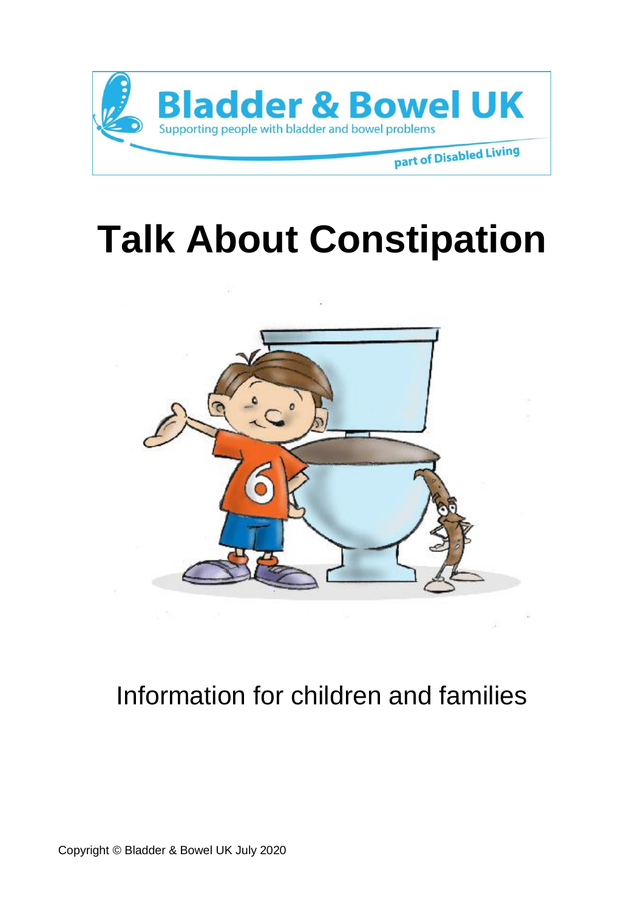Bladder & Bowel UK

Supporting people with bladder and bowel problems

part of Disabled Living

# Talk About Constipation

Information for children and families

Copyright © Bladder & Bowel UK July 2020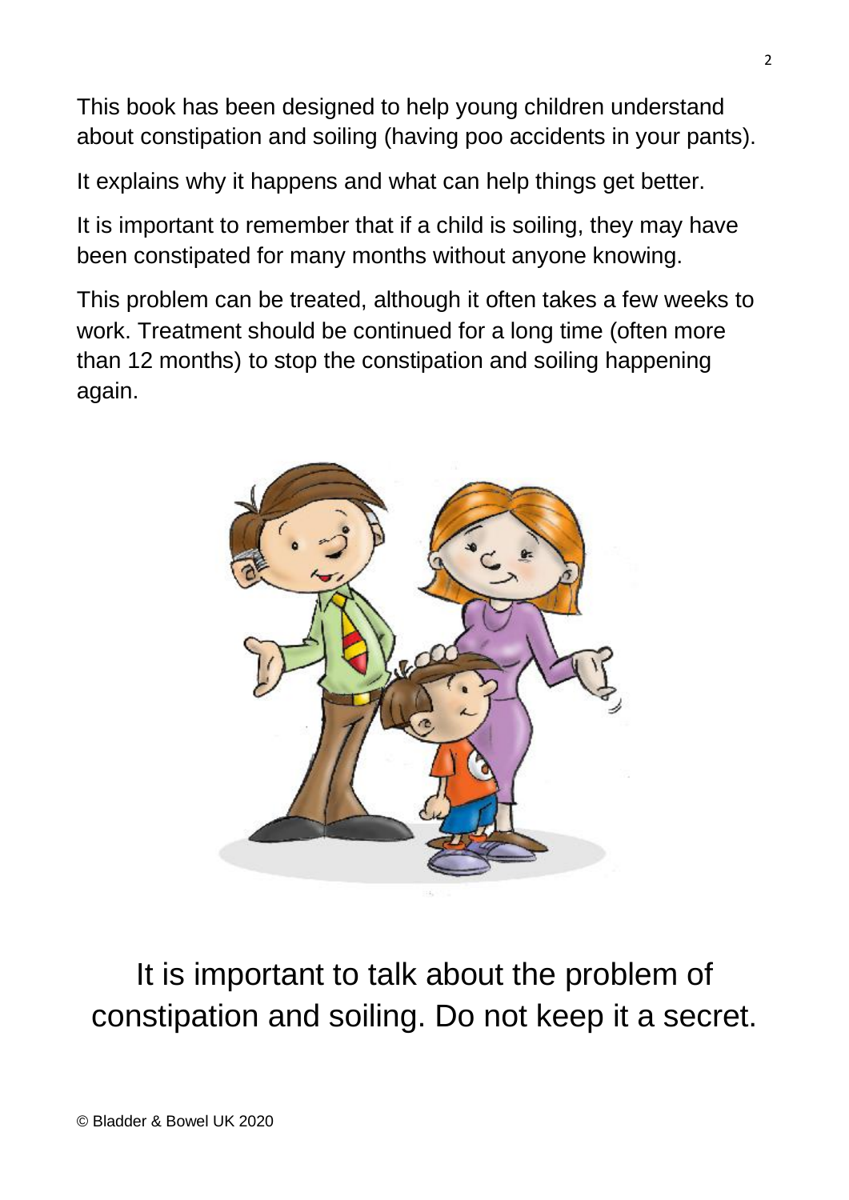This book has been designed to help young children understand about constipation and soiling (having poo accidents in your pants).

It explains why it happens and what can help things get better.

It is important to remember that if a child is soiling, they may have been constipated for many months without anyone knowing.

This problem can be treated, although it often takes a few weeks to work. Treatment should be continued for a long time (often more than 12 months) to stop the constipation and soiling happening again.

It is important to talk about the problem of constipation and soiling. Do not keep it a secret.

© Bladder & Bowel UK 2020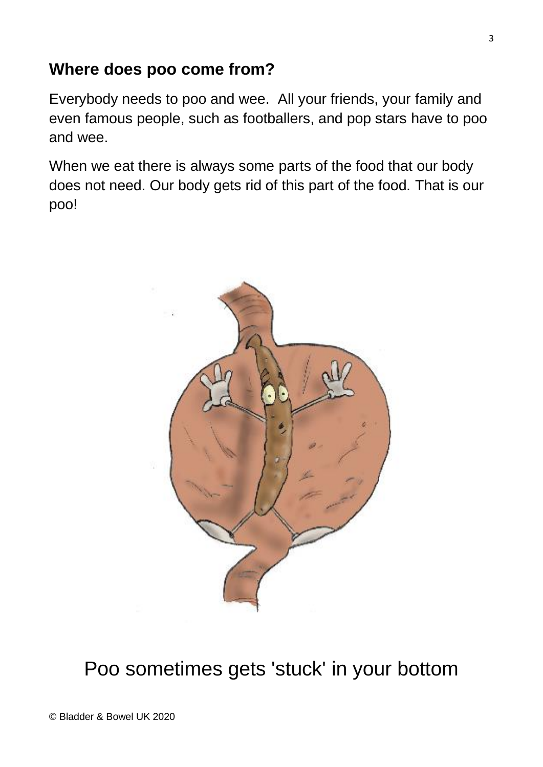## Where does poo come from?

Everybody needs to poo and wee. All your friends, your family and even famous people, such as footballers, and pop stars have to poo and wee.

When we eat there is always some parts of the food that our body does not need. Our body gets rid of this part of the food. That is our poo!

Poo sometimes gets 'stuck' in your bottom

© Bladder & Bowel UK 2020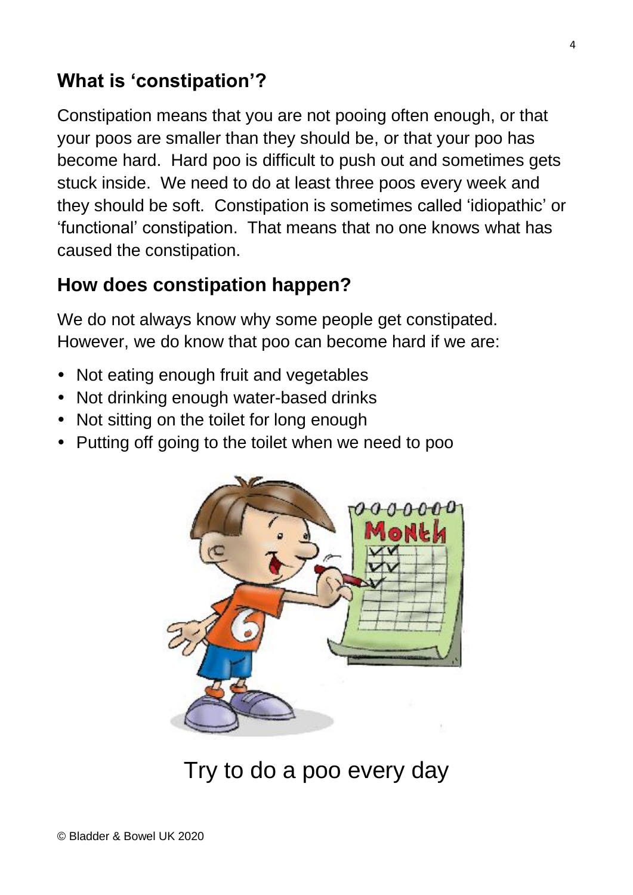## What is 'constipation'?

Constipation means that you are not pooing often enough, or that your poos are smaller than they should be, or that your poo has become hard. Hard poo is difficult to push out and sometimes gets stuck inside. We need to do at least three poos every week and they should be soft. Constipation is sometimes called 'idiopathic' or 'functional' constipation. That means that no one knows what has caused the constipation.

## How does constipation happen?

We do not always know why some people get constipated. However, we do know that poo can become hard if we are:

- Not eating enough fruit and vegetables
- Not drinking enough water-based drinks
- Not sitting on the toilet for long enough
- Putting off going to the toilet when we need to poo

Try to do a poo every day

© Bladder & Bowel UK 2020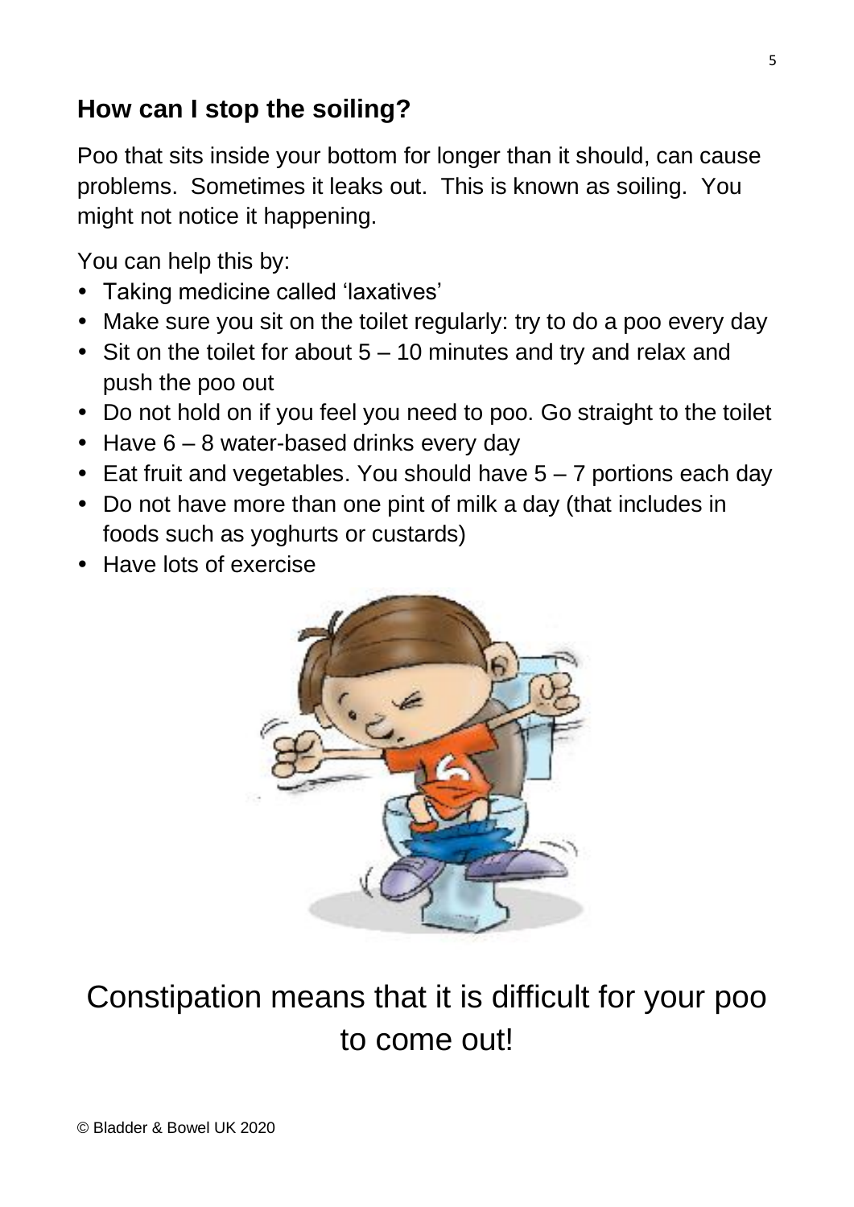## How can I stop the soiling?

Poo that sits inside your bottom for longer than it should, can cause problems. Sometimes it leaks out. This is known as soiling. You might not notice it happening.

You can help this by:

- Taking medicine called 'laxatives'
- Make sure you sit on the toilet regularly: try to do a poo every day
- Sit on the toilet for about 5 – 10 minutes and try and relax and push the poo out
- Do not hold on if you feel you need to poo. Go straight to the toilet
- Have 6 – 8 water-based drinks every day
- Eat fruit and vegetables. You should have 5 – 7 portions each day
- Do not have more than one pint of milk a day (that includes in foods such as yoghurts or custards)
- Have lots of exercise

Constipation means that it is difficult for your poo to come out!

© Bladder & Bowel UK 2020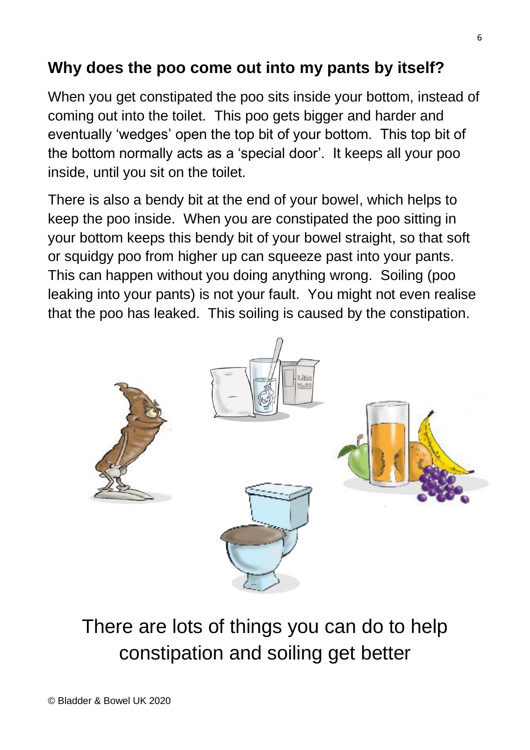## Why does the poo come out into my pants by itself?

When you get constipated the poo sits inside your bottom, instead of coming out into the toilet. This poo gets bigger and harder and eventually 'wedges' open the top bit of your bottom. This top bit of the bottom normally acts as a 'special door'. It keeps all your poo inside, until you sit on the toilet.

There is also a bendy bit at the end of your bowel, which helps to keep the poo inside. When you are constipated the poo sitting in your bottom keeps this bendy bit of your bowel straight, so that soft or squidgy poo from higher up can squeeze past into your pants. This can happen without you doing anything wrong. Soiling (poo leaking into your pants) is not your fault. You might not even realise that the poo has leaked. This soiling is caused by the constipation.

There are lots of things you can do to help constipation and soiling get better

© Bladder & Bowel UK 2020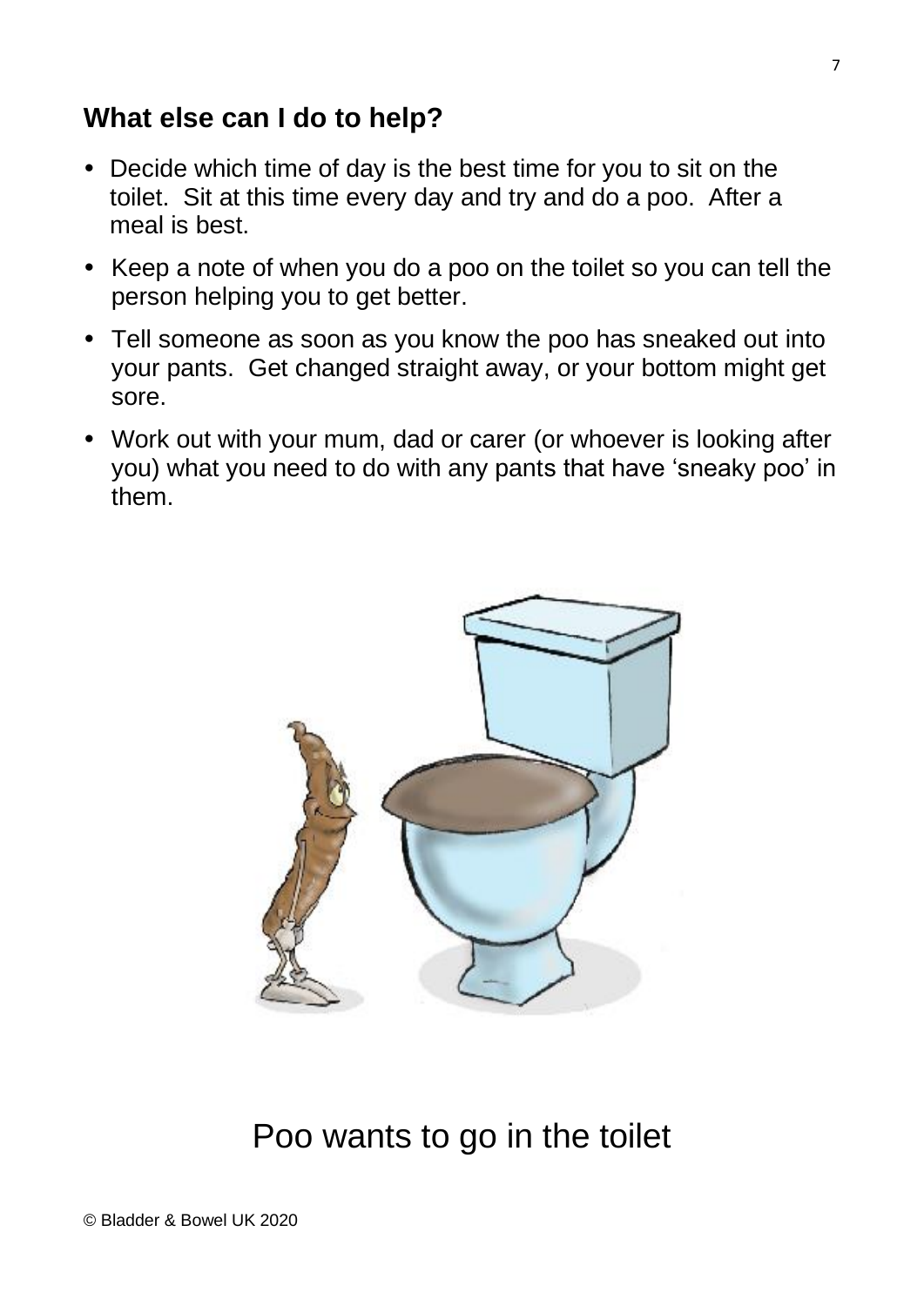## What else can I do to help?

- Decide which time of day is the best time for you to sit on the toilet. Sit at this time every day and try and do a poo. After a meal is best.
- Keep a note of when you do a poo on the toilet so you can tell the person helping you to get better.
- Tell someone as soon as you know the poo has sneaked out into your pants. Get changed straight away, or your bottom might get sore.
- Work out with your mum, dad or carer (or whoever is looking after you) what you need to do with any pants that have 'sneaky poo' in them.

Poo wants to go in the toilet

© Bladder & Bowel UK 2020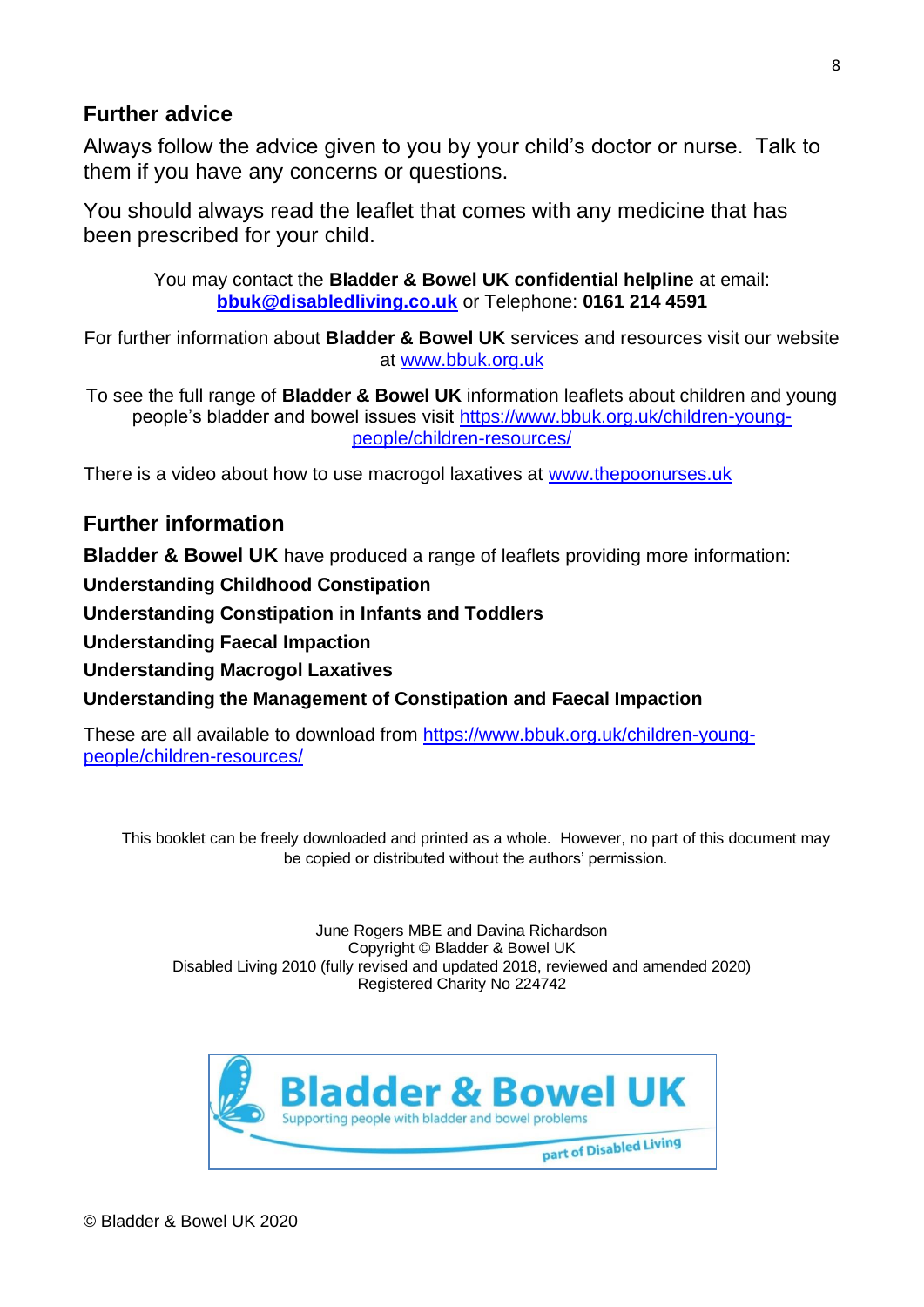## Further advice

Always follow the advice given to you by your child's doctor or nurse. Talk to them if you have any concerns or questions.

You should always read the leaflet that comes with any medicine that has been prescribed for your child.

You may contact the **Bladder & Bowel UK confidential helpline** at email: **bbuk@disabledliving.co.uk** or Telephone: **0161 214 4591**

For further information about **Bladder & Bowel UK** services and resources visit our website at www.bbuk.org.uk

To see the full range of **Bladder & Bowel UK** information leaflets about children and young people's bladder and bowel issues visit https://www.bbuk.org.uk/children-young-people/children-resources/

There is a video about how to use macrogol laxatives at www.thepoonurses.uk

## Further information

**Bladder & Bowel UK** have produced a range of leaflets providing more information:

**Understanding Childhood Constipation**

**Understanding Constipation in Infants and Toddlers**

**Understanding Faecal Impaction**

**Understanding Macrogol Laxatives**

**Understanding the Management of Constipation and Faecal Impaction**

These are all available to download from https://www.bbuk.org.uk/children-young-people/children-resources/

This booklet can be freely downloaded and printed as a whole. However, no part of this document may be copied or distributed without the authors' permission.

June Rogers MBE and Davina Richardson
Copyright © Bladder & Bowel UK
Disabled Living 2010 (fully revised and updated 2018, reviewed and amended 2020)
Registered Charity No 224742

Bladder & Bowel UK
Supporting people with bladder and bowel problems
part of Disabled Living

© Bladder & Bowel UK 2020